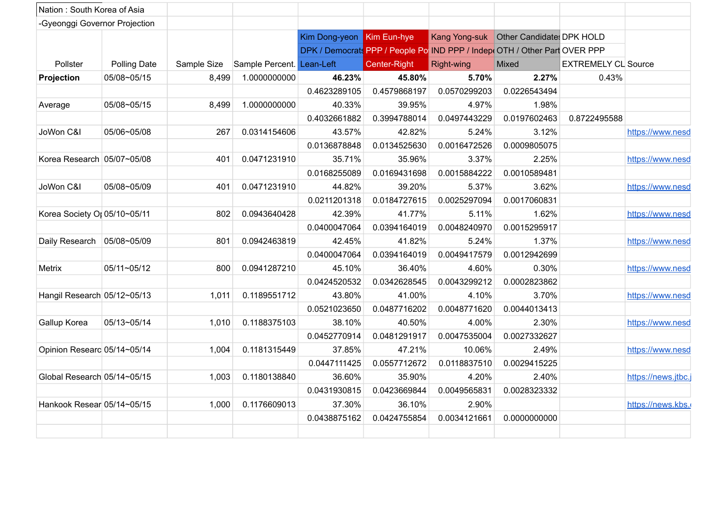Nation : South Korea of Asia

-Gyeonggi Governor Projection

| Pollster | Polling Date | Sample Size | Sample Percent. | Kim Dong-yeon | Kim Eun-hye | Kang Yong-suk | Other Candidates | DPK HOLD | Source |
|---|---|---|---|---|---|---|---|---|---|
| | | | | DPK / Democrats | PPP / People Po | IND PPP / Indep | OTH / Other Part | OVER PPP | |
| | | | | Lean-Left | Center-Right | Right-wing | Mixed | EXTREMELY CL | |
| **Projection** | 05/08~05/15 | 8,499 | 1.0000000000 | **46.23%** | **45.80%** | **5.70%** | **2.27%** | 0.43% | |
| | | | | 0.4623289105 | 0.4579868197 | 0.0570299203 | 0.0226543494 | | |
| Average | 05/08~05/15 | 8,499 | 1.0000000000 | 40.33% | 39.95% | 4.97% | 1.98% | | |
| | | | | 0.4032661882 | 0.3994788014 | 0.0497443229 | 0.0197602463 | 0.8722495588 | |
| JoWon C&I | 05/06~05/08 | 267 | 0.0314154606 | 43.57% | 42.82% | 5.24% | 3.12% | | https://www.nesd |
| | | | | 0.0136878848 | 0.0134525630 | 0.0016472526 | 0.0009805075 | | |
| Korea Research | 05/07~05/08 | 401 | 0.0471231910 | 35.71% | 35.96% | 3.37% | 2.25% | | https://www.nesd |
| | | | | 0.0168255089 | 0.0169431698 | 0.0015884222 | 0.0010589481 | | |
| JoWon C&I | 05/08~05/09 | 401 | 0.0471231910 | 44.82% | 39.20% | 5.37% | 3.62% | | https://www.nesd |
| | | | | 0.0211201318 | 0.0184727615 | 0.0025297094 | 0.0017060831 | | |
| Korea Society O | 05/10~05/11 | 802 | 0.0943640428 | 42.39% | 41.77% | 5.11% | 1.62% | | https://www.nesd |
| | | | | 0.0400047064 | 0.0394164019 | 0.0048240970 | 0.0015295917 | | |
| Daily Research | 05/08~05/09 | 801 | 0.0942463819 | 42.45% | 41.82% | 5.24% | 1.37% | | https://www.nesd |
| | | | | 0.0400047064 | 0.0394164019 | 0.0049417579 | 0.0012942699 | | |
| Metrix | 05/11~05/12 | 800 | 0.0941287210 | 45.10% | 36.40% | 4.60% | 0.30% | | https://www.nesd |
| | | | | 0.0424520532 | 0.0342628545 | 0.0043299212 | 0.0002823862 | | |
| Hangil Research | 05/12~05/13 | 1,011 | 0.1189551712 | 43.80% | 41.00% | 4.10% | 3.70% | | https://www.nesd |
| | | | | 0.0521023650 | 0.0487716202 | 0.0048771620 | 0.0044013413 | | |
| Gallup Korea | 05/13~05/14 | 1,010 | 0.1188375103 | 38.10% | 40.50% | 4.00% | 2.30% | | https://www.nesd |
| | | | | 0.0452770914 | 0.0481291917 | 0.0047535004 | 0.0027332627 | | |
| Opinion Researc | 05/14~05/14 | 1,004 | 0.1181315449 | 37.85% | 47.21% | 10.06% | 2.49% | | https://www.nesd |
| | | | | 0.0447111425 | 0.0557712672 | 0.0118837510 | 0.0029415225 | | |
| Global Research | 05/14~05/15 | 1,003 | 0.1180138840 | 36.60% | 35.90% | 4.20% | 2.40% | | https://news.jtbc. |
| | | | | 0.0431930815 | 0.0423669844 | 0.0049565831 | 0.0028323332 | | |
| Hankook Resear | 05/14~05/15 | 1,000 | 0.1176609013 | 37.30% | 36.10% | 2.90% | | | https://news.kbs. |
| | | | | 0.0438875162 | 0.0424755854 | 0.0034121661 | 0.0000000000 | | |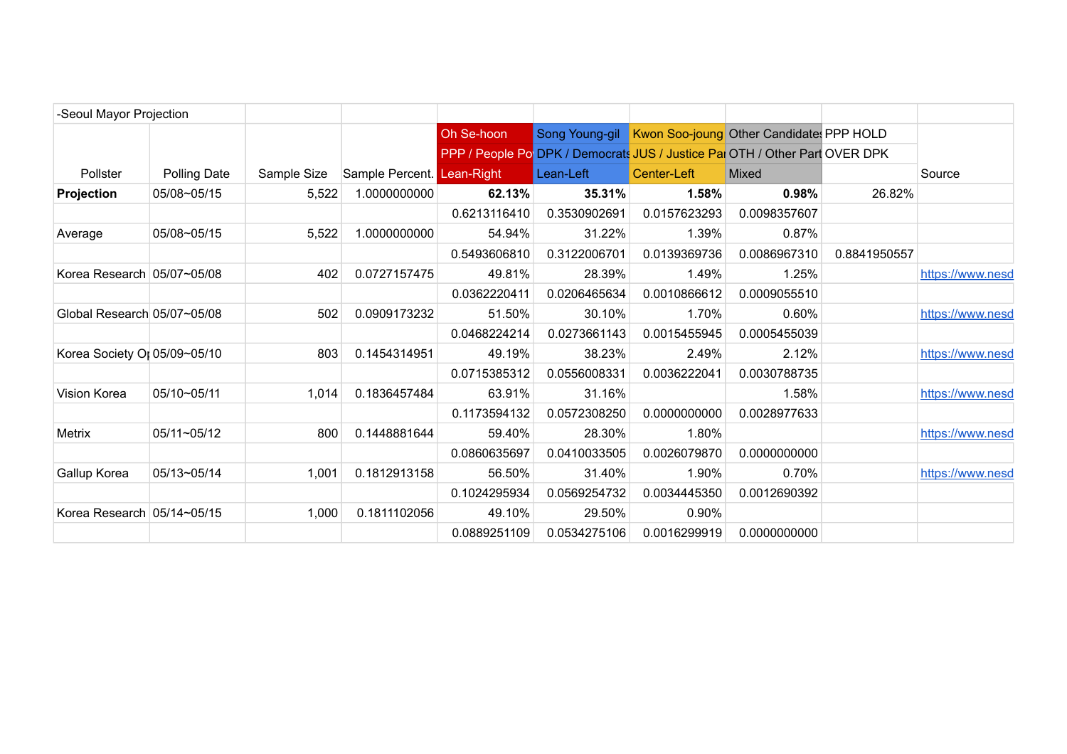| -Seoul Mayor Projection | | | | | | | | | |
|---|---|---|---|---|---|---|---|---|---|
| | | | | Oh Se-hoon | Song Young-gil | Kwon Soo-joung | Other Candidates | PPP HOLD | |
| | | | | PPP / People Po | DPK / Democrats | JUS / Justice Pa | OTH / Other Part | OVER DPK | |
| Pollster | Polling Date | Sample Size | Sample Percent. | Lean-Right | Lean-Left | Center-Left | Mixed | | Source |
| **Projection** | 05/08~05/15 | 5,522 | 1.0000000000 | **62.13%** | **35.31%** | **1.58%** | **0.98%** | 26.82% | |
| | | | | 0.6213116410 | 0.3530902691 | 0.0157623293 | 0.0098357607 | | |
| Average | 05/08~05/15 | 5,522 | 1.0000000000 | 54.94% | 31.22% | 1.39% | 0.87% | | |
| | | | | 0.5493606810 | 0.3122006701 | 0.0139369736 | 0.0086967310 | 0.8841950557 | |
| Korea Research | 05/07~05/08 | 402 | 0.0727157475 | 49.81% | 28.39% | 1.49% | 1.25% | | https://www.nesd |
| | | | | 0.0362220411 | 0.0206465634 | 0.0010866612 | 0.0009055510 | | |
| Global Research | 05/07~05/08 | 502 | 0.0909173232 | 51.50% | 30.10% | 1.70% | 0.60% | | https://www.nesd |
| | | | | 0.0468224214 | 0.0273661143 | 0.0015455945 | 0.0005455039 | | |
| Korea Society O | 05/09~05/10 | 803 | 0.1454314951 | 49.19% | 38.23% | 2.49% | 2.12% | | https://www.nesd |
| | | | | 0.0715385312 | 0.0556008331 | 0.0036222041 | 0.0030788735 | | |
| Vision Korea | 05/10~05/11 | 1,014 | 0.1836457484 | 63.91% | 31.16% | | 1.58% | | https://www.nesd |
| | | | | 0.1173594132 | 0.0572308250 | 0.0000000000 | 0.0028977633 | | |
| Metrix | 05/11~05/12 | 800 | 0.1448881644 | 59.40% | 28.30% | 1.80% | | | https://www.nesd |
| | | | | 0.0860635697 | 0.0410033505 | 0.0026079870 | 0.0000000000 | | |
| Gallup Korea | 05/13~05/14 | 1,001 | 0.1812913158 | 56.50% | 31.40% | 1.90% | 0.70% | | https://www.nesd |
| | | | | 0.1024295934 | 0.0569254732 | 0.0034445350 | 0.0012690392 | | |
| Korea Research | 05/14~05/15 | 1,000 | 0.1811102056 | 49.10% | 29.50% | 0.90% | | | |
| | | | | 0.0889251109 | 0.0534275106 | 0.0016299919 | 0.0000000000 | | |